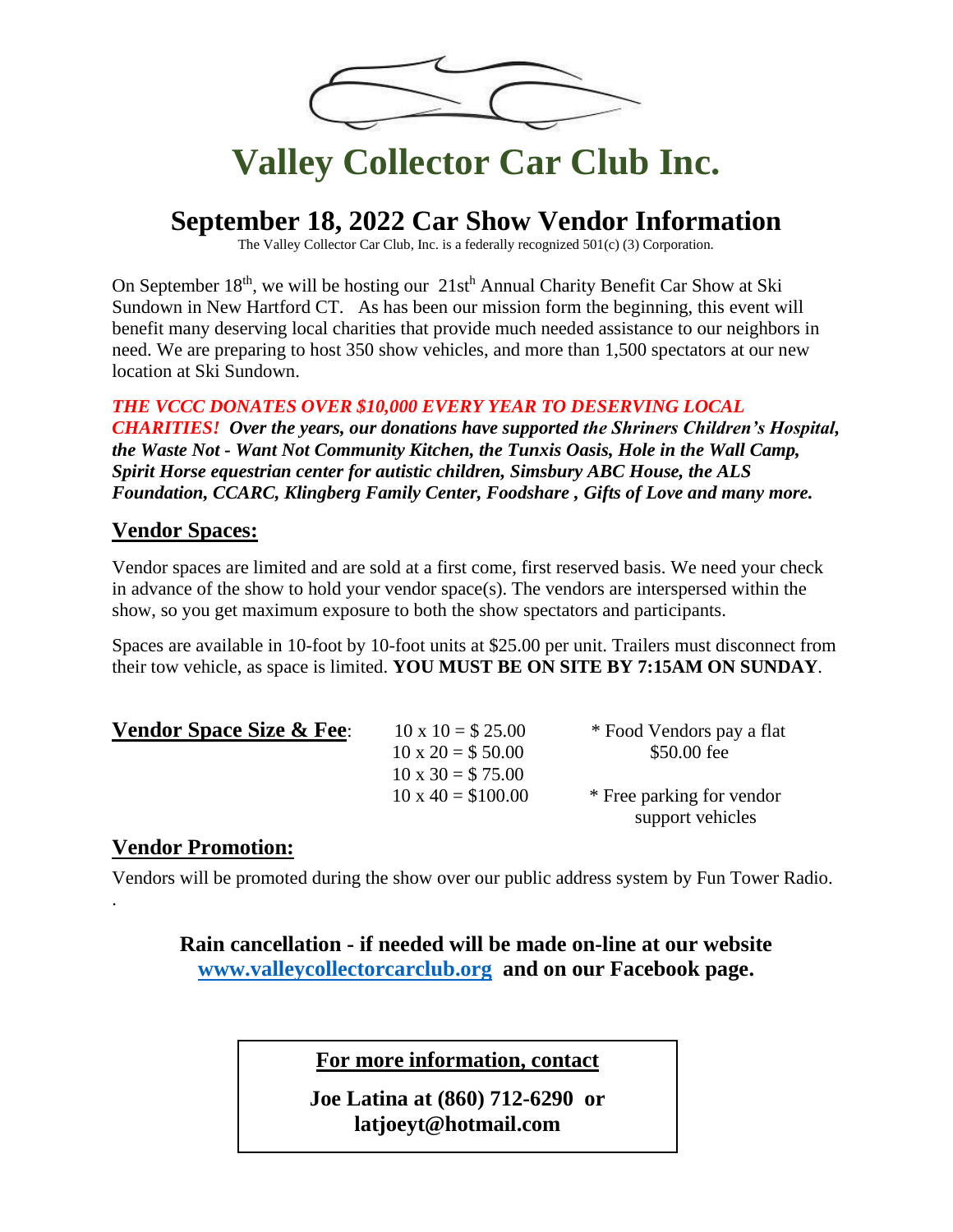# Valley Collector Car Club Inc.

## September 18, 2022 Car Show Vendor Information

The Valley Collector Car Club, Inc. is a federally recognized 501(c) (3) Corporation.

On September 18th, we will be hosting our 21st Annual Charity Benefit Car Show at Ski Sundown in New Hartford CT. As has been our mission form the beginning, this event will benefit many deserving local charities that provide much needed assistance to our neighbors in need. We are preparing to host 350 show vehicles, and more than 1,500 spectators at our new location at Ski Sundown.

***THE VCCC DONATES OVER $10,000 EVERY YEAR TO DESERVING LOCAL CHARITIES! Over the years, our donations have supported the Shriners Children's Hospital, the Waste Not - Want Not Community Kitchen, the Tunxis Oasis, Hole in the Wall Camp, Spirit Horse equestrian center for autistic children, Simsbury ABC House, the ALS Foundation, CCARC, Klingberg Family Center, Foodshare , Gifts of Love and many more.***

### Vendor Spaces:

Vendor spaces are limited and are sold at a first come, first reserved basis. We need your check in advance of the show to hold your vendor space(s). The vendors are interspersed within the show, so you get maximum exposure to both the show spectators and participants.

Spaces are available in 10-foot by 10-foot units at $25.00 per unit. Trailers must disconnect from their tow vehicle, as space is limited. **YOU MUST BE ON SITE BY 7:15AM ON SUNDAY**.

**Vendor Space Size & Fee**:

- 10 x 10 = $ 25.00
- 10 x 20 = $ 50.00
- 10 x 30 = $ 75.00
- 10 x 40 = $100.00

\* Food Vendors pay a flat $50.00 fee

\* Free parking for vendor support vehicles

### Vendor Promotion:

Vendors will be promoted during the show over our public address system by Fun Tower Radio.

**Rain cancellation - if needed will be made on-line at our website [www.valleycollectorcarclub.org](http://www.valleycollectorcarclub.org) and on our Facebook page.**

**For more information, contact**

**Joe Latina at (860) 712-6290 or latjoeyt@hotmail.com**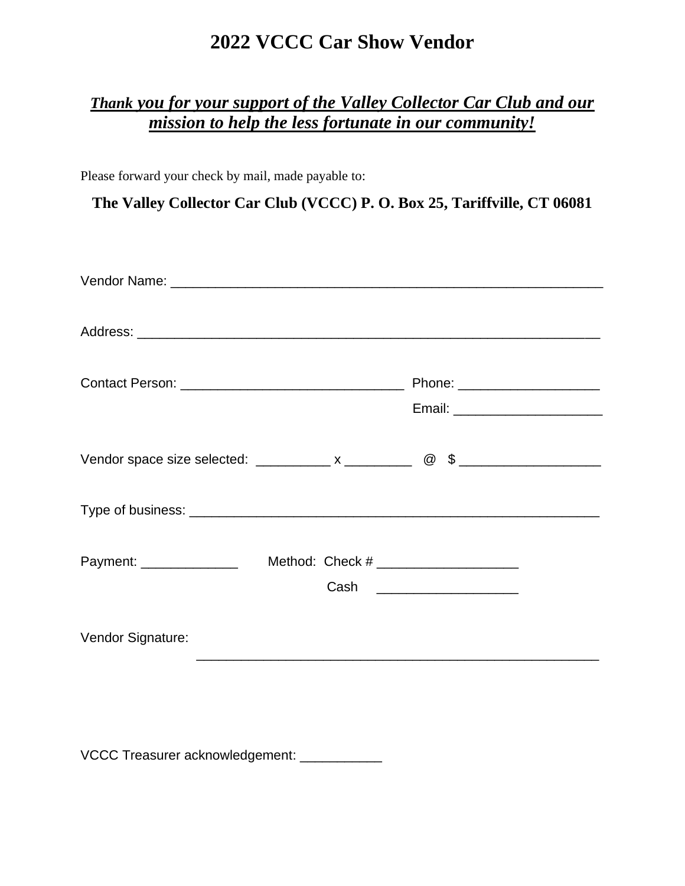# 2022 VCCC Car Show Vendor

***<u>Thank you for your support of the Valley Collector Car Club and our mission to help the less fortunate in our community!</u>***

Please forward your check by mail, made payable to:

**The Valley Collector Car Club (VCCC) P. O. Box 25, Tariffville, CT 06081**

Vendor Name: ____________________________________________________________

Address: ________________________________________________________________

Contact Person: ______________________________ Phone: __________________

Email: ___________________

Vendor space size selected: __________ x _________ @ $ __________________

Type of business: _______________________________________________________

Payment: _____________ Method: Check # ___________________

Cash ___________________

Vendor Signature: _______________________________________________________

VCCC Treasurer acknowledgement: ___________